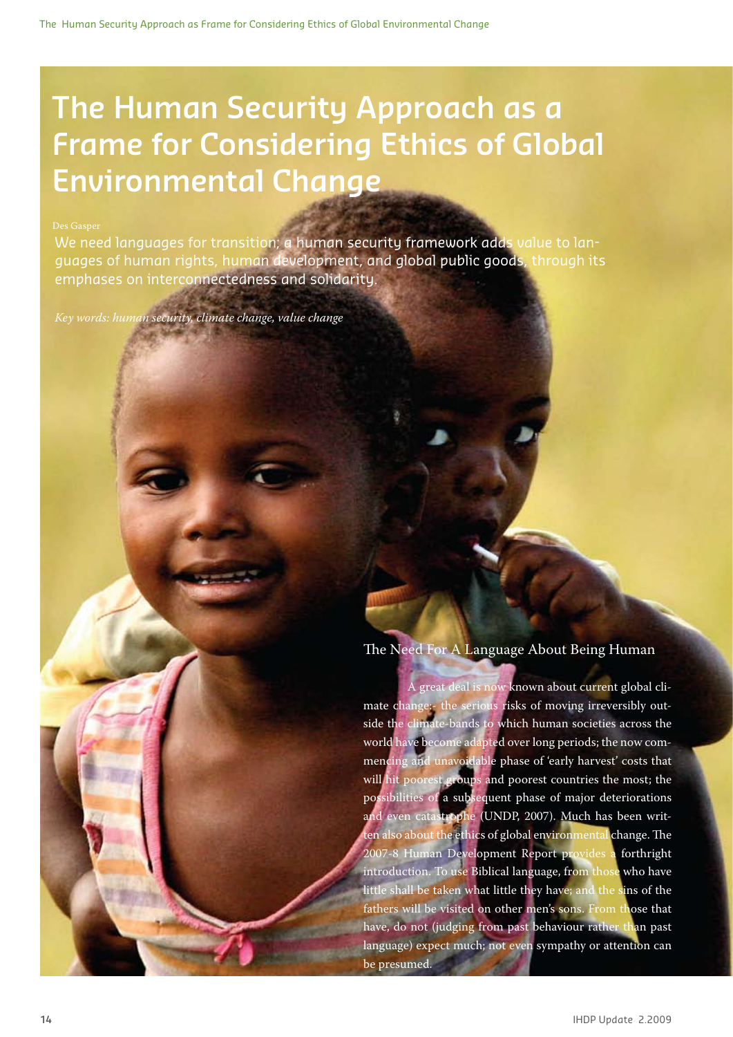# The Human Security Approach as a Frame for Considering Ethics of Global Environmental Change

Des Gasper

We need languages for transition; a human security framework adds value to languages of human rights, human development, and global public goods, through its emphases on interconnectedness and solidarity.

*Key words: human security, climate change, value change*

## The Need For A Language About Being Human

A great deal is now known about current global climate change: the serious risks of moving irreversibly outside the climate-bands to which human societies across the world have become adapted over long periods; the now commencing and unavoidable phase of 'early harvest' costs that will hit poorest groups and poorest countries the most; the possibilities of a subsequent phase of major deteriorations and even catastrophe (UNDP, 2007). Much has been written also about the ethics of global environmental change. The 2007-8 Human Development Report provides a forthright introduction. To use Biblical language, from those who have little shall be taken what little they have; and the sins of the fathers will be visited on other men's sons. From those that have, do not (judging from past behaviour rather than past language) expect much; not even sympathy or attention can be presumed.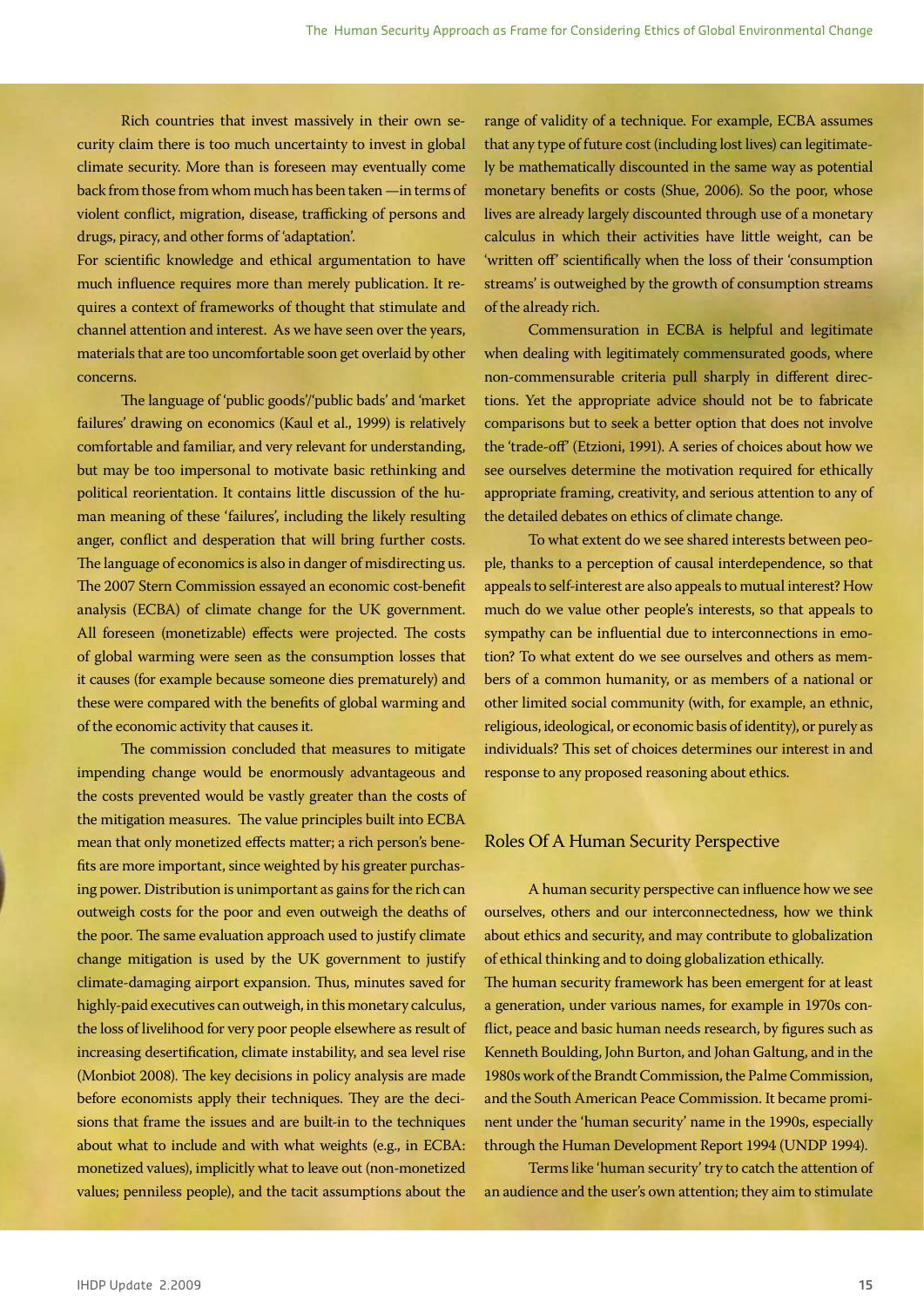Rich countries that invest massively in their own security claim there is too much uncertainty to invest in global climate security. More than is foreseen may eventually come back from those from whom much has been taken —in terms of violent conflict, migration, disease, trafficking of persons and drugs, piracy, and other forms of 'adaptation'.

For scientific knowledge and ethical argumentation to have much influence requires more than merely publication. It requires a context of frameworks of thought that stimulate and channel attention and interest. As we have seen over the years, materials that are too uncomfortable soon get overlaid by other concerns.

The language of 'public goods'/'public bads' and 'market failures' drawing on economics (Kaul et al., 1999) is relatively comfortable and familiar, and very relevant for understanding, but may be too impersonal to motivate basic rethinking and political reorientation. It contains little discussion of the human meaning of these 'failures', including the likely resulting anger, conflict and desperation that will bring further costs. The language of economics is also in danger of misdirecting us. The 2007 Stern Commission essayed an economic cost-benefit analysis (ECBA) of climate change for the UK government. All foreseen (monetizable) effects were projected. The costs of global warming were seen as the consumption losses that it causes (for example because someone dies prematurely) and these were compared with the benefits of global warming and of the economic activity that causes it.

The commission concluded that measures to mitigate impending change would be enormously advantageous and the costs prevented would be vastly greater than the costs of the mitigation measures. The value principles built into ECBA mean that only monetized effects matter; a rich person's benefits are more important, since weighted by his greater purchasing power. Distribution is unimportant as gains for the rich can outweigh costs for the poor and even outweigh the deaths of the poor. The same evaluation approach used to justify climate change mitigation is used by the UK government to justify climate-damaging airport expansion. Thus, minutes saved for highly-paid executives can outweigh, in this monetary calculus, the loss of livelihood for very poor people elsewhere as result of increasing desertification, climate instability, and sea level rise (Monbiot 2008). The key decisions in policy analysis are made before economists apply their techniques. They are the decisions that frame the issues and are built-in to the techniques about what to include and with what weights (e.g., in ECBA: monetized values), implicitly what to leave out (non-monetized values; penniless people), and the tacit assumptions about the range of validity of a technique. For example, ECBA assumes that any type of future cost (including lost lives) can legitimately be mathematically discounted in the same way as potential monetary benefits or costs (Shue, 2006). So the poor, whose lives are already largely discounted through use of a monetary calculus in which their activities have little weight, can be 'written off' scientifically when the loss of their 'consumption streams' is outweighed by the growth of consumption streams of the already rich.

Commensuration in ECBA is helpful and legitimate when dealing with legitimately commensurated goods, where non-commensurable criteria pull sharply in different directions. Yet the appropriate advice should not be to fabricate comparisons but to seek a better option that does not involve the 'trade-off' (Etzioni, 1991). A series of choices about how we see ourselves determine the motivation required for ethically appropriate framing, creativity, and serious attention to any of the detailed debates on ethics of climate change.

To what extent do we see shared interests between people, thanks to a perception of causal interdependence, so that appeals to self-interest are also appeals to mutual interest? How much do we value other people's interests, so that appeals to sympathy can be influential due to interconnections in emotion? To what extent do we see ourselves and others as members of a common humanity, or as members of a national or other limited social community (with, for example, an ethnic, religious, ideological, or economic basis of identity), or purely as individuals? This set of choices determines our interest in and response to any proposed reasoning about ethics.

## Roles Of A Human Security Perspective

A human security perspective can influence how we see ourselves, others and our interconnectedness, how we think about ethics and security, and may contribute to globalization of ethical thinking and to doing globalization ethically.

The human security framework has been emergent for at least a generation, under various names, for example in 1970s conflict, peace and basic human needs research, by figures such as Kenneth Boulding, John Burton, and Johan Galtung, and in the 1980s work of the Brandt Commission, the Palme Commission, and the South American Peace Commission. It became prominent under the 'human security' name in the 1990s, especially through the Human Development Report 1994 (UNDP 1994).

Terms like 'human security' try to catch the attention of an audience and the user's own attention; they aim to stimulate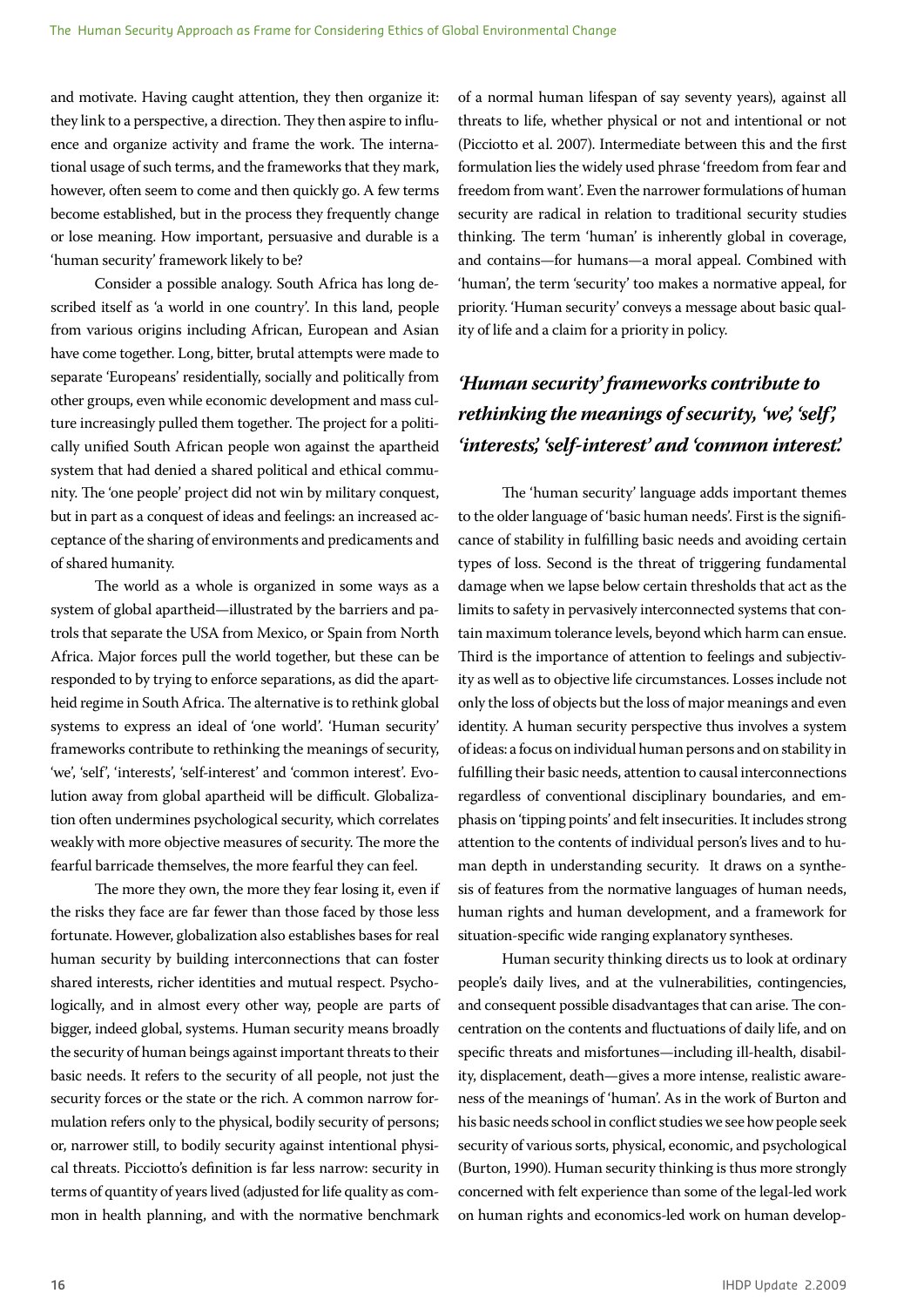and motivate. Having caught attention, they then organize it: they link to a perspective, a direction. They then aspire to influence and organize activity and frame the work. The international usage of such terms, and the frameworks that they mark, however, often seem to come and then quickly go. A few terms become established, but in the process they frequently change or lose meaning. How important, persuasive and durable is a 'human security' framework likely to be?

Consider a possible analogy. South Africa has long described itself as 'a world in one country'. In this land, people from various origins including African, European and Asian have come together. Long, bitter, brutal attempts were made to separate 'Europeans' residentially, socially and politically from other groups, even while economic development and mass culture increasingly pulled them together. The project for a politically unified South African people won against the apartheid system that had denied a shared political and ethical community. The 'one people' project did not win by military conquest, but in part as a conquest of ideas and feelings: an increased acceptance of the sharing of environments and predicaments and of shared humanity.

The world as a whole is organized in some ways as a system of global apartheid—illustrated by the barriers and patrols that separate the USA from Mexico, or Spain from North Africa. Major forces pull the world together, but these can be responded to by trying to enforce separations, as did the apartheid regime in South Africa. The alternative is to rethink global systems to express an ideal of 'one world'. 'Human security' frameworks contribute to rethinking the meanings of security, 'we', 'self', 'interests', 'self-interest' and 'common interest'. Evolution away from global apartheid will be difficult. Globalization often undermines psychological security, which correlates weakly with more objective measures of security. The more the fearful barricade themselves, the more fearful they can feel.

The more they own, the more they fear losing it, even if the risks they face are far fewer than those faced by those less fortunate. However, globalization also establishes bases for real human security by building interconnections that can foster shared interests, richer identities and mutual respect. Psychologically, and in almost every other way, people are parts of bigger, indeed global, systems. Human security means broadly the security of human beings against important threats to their basic needs. It refers to the security of all people, not just the security forces or the state or the rich. A common narrow formulation refers only to the physical, bodily security of persons; or, narrower still, to bodily security against intentional physical threats. Picciotto's definition is far less narrow: security in terms of quantity of years lived (adjusted for life quality as common in health planning, and with the normative benchmark of a normal human lifespan of say seventy years), against all threats to life, whether physical or not and intentional or not (Picciotto et al. 2007). Intermediate between this and the first formulation lies the widely used phrase 'freedom from fear and freedom from want'. Even the narrower formulations of human security are radical in relation to traditional security studies thinking. The term 'human' is inherently global in coverage, and contains—for humans—a moral appeal. Combined with 'human', the term 'security' too makes a normative appeal, for priority. 'Human security' conveys a message about basic quality of life and a claim for a priority in policy.

## *'Human security' frameworks contribute to rethinking the meanings of security, 'we', 'self', 'interests', 'self-interest' and 'common interest'.*

The 'human security' language adds important themes to the older language of 'basic human needs'. First is the significance of stability in fulfilling basic needs and avoiding certain types of loss. Second is the threat of triggering fundamental damage when we lapse below certain thresholds that act as the limits to safety in pervasively interconnected systems that contain maximum tolerance levels, beyond which harm can ensue. Third is the importance of attention to feelings and subjectivity as well as to objective life circumstances. Losses include not only the loss of objects but the loss of major meanings and even identity. A human security perspective thus involves a system of ideas: a focus on individual human persons and on stability in fulfilling their basic needs, attention to causal interconnections regardless of conventional disciplinary boundaries, and emphasis on 'tipping points' and felt insecurities. It includes strong attention to the contents of individual person's lives and to human depth in understanding security. It draws on a synthesis of features from the normative languages of human needs, human rights and human development, and a framework for situation-specific wide ranging explanatory syntheses.

Human security thinking directs us to look at ordinary people's daily lives, and at the vulnerabilities, contingencies, and consequent possible disadvantages that can arise. The concentration on the contents and fluctuations of daily life, and on specific threats and misfortunes—including ill-health, disability, displacement, death—gives a more intense, realistic awareness of the meanings of 'human'. As in the work of Burton and his basic needs school in conflict studies we see how people seek security of various sorts, physical, economic, and psychological (Burton, 1990). Human security thinking is thus more strongly concerned with felt experience than some of the legal-led work on human rights and economics-led work on human develop-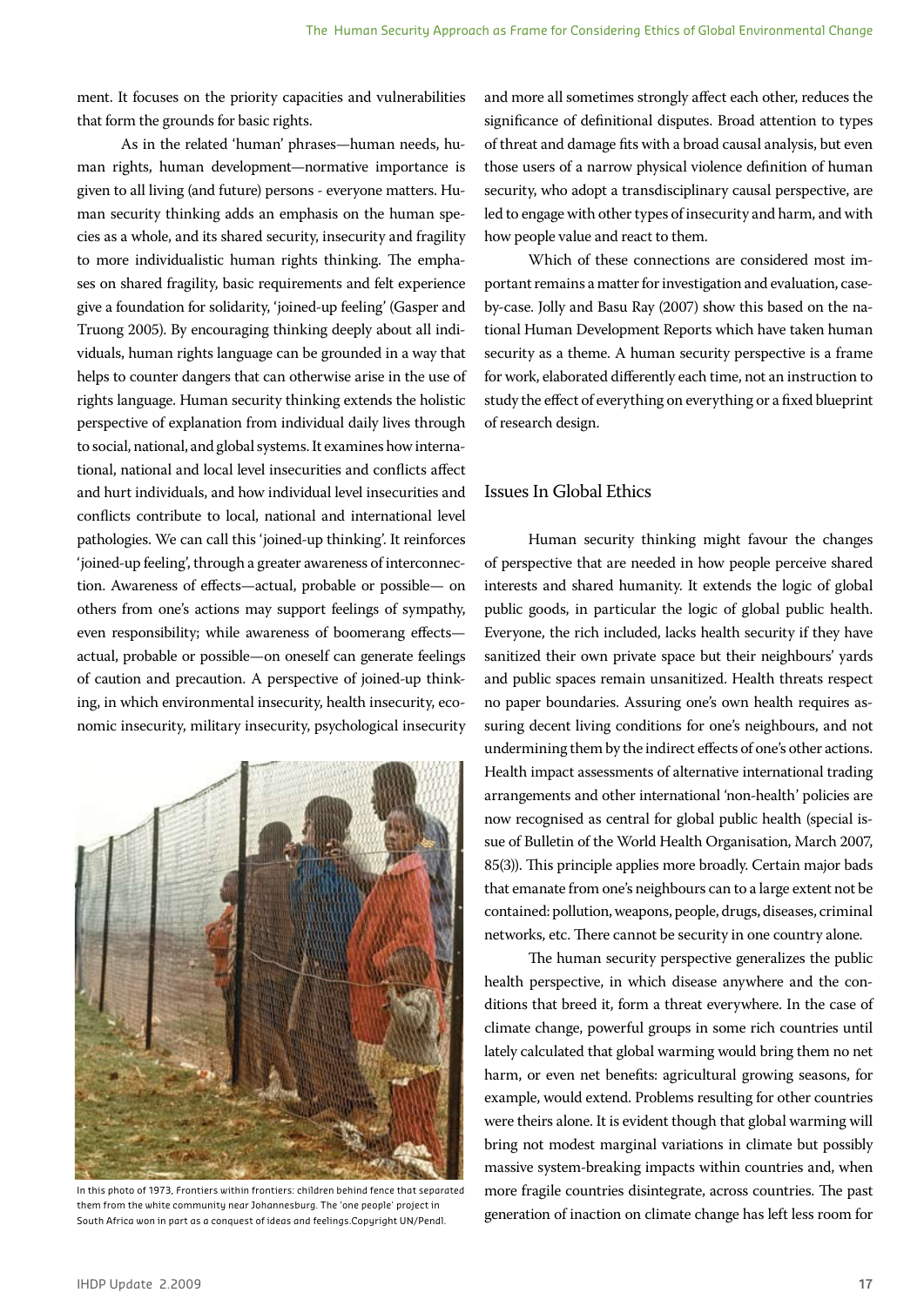ment. It focuses on the priority capacities and vulnerabilities that form the grounds for basic rights.

As in the related 'human' phrases—human needs, human rights, human development—normative importance is given to all living (and future) persons - everyone matters. Human security thinking adds an emphasis on the human species as a whole, and its shared security, insecurity and fragility to more individualistic human rights thinking. The emphases on shared fragility, basic requirements and felt experience give a foundation for solidarity, 'joined-up feeling' (Gasper and Truong 2005). By encouraging thinking deeply about all individuals, human rights language can be grounded in a way that helps to counter dangers that can otherwise arise in the use of rights language. Human security thinking extends the holistic perspective of explanation from individual daily lives through to social, national, and global systems. It examines how international, national and local level insecurities and conflicts affect and hurt individuals, and how individual level insecurities and conflicts contribute to local, national and international level pathologies. We can call this 'joined-up thinking'. It reinforces 'joined-up feeling', through a greater awareness of interconnection. Awareness of effects—actual, probable or possible— on others from one's actions may support feelings of sympathy, even responsibility; while awareness of boomerang effects—actual, probable or possible—on oneself can generate feelings of caution and precaution. A perspective of joined-up thinking, in which environmental insecurity, health insecurity, economic insecurity, military insecurity, psychological insecurity and more all sometimes strongly affect each other, reduces the significance of definitional disputes. Broad attention to types of threat and damage fits with a broad causal analysis, but even those users of a narrow physical violence definition of human security, who adopt a transdisciplinary causal perspective, are led to engage with other types of insecurity and harm, and with how people value and react to them.

In this photo of 1973, Frontiers within frontiers: children behind fence that separated them from the white community near Johannesburg. The 'one people' project in South Africa won in part as a conquest of ideas and feelings.Copyright UN/Pendl.

Which of these connections are considered most important remains a matter for investigation and evaluation, case-by-case. Jolly and Basu Ray (2007) show this based on the national Human Development Reports which have taken human security as a theme. A human security perspective is a frame for work, elaborated differently each time, not an instruction to study the effect of everything on everything or a fixed blueprint of research design.

## Issues In Global Ethics

Human security thinking might favour the changes of perspective that are needed in how people perceive shared interests and shared humanity. It extends the logic of global public goods, in particular the logic of global public health. Everyone, the rich included, lacks health security if they have sanitized their own private space but their neighbours' yards and public spaces remain unsanitized. Health threats respect no paper boundaries. Assuring one's own health requires assuring decent living conditions for one's neighbours, and not undermining them by the indirect effects of one's other actions. Health impact assessments of alternative international trading arrangements and other international 'non-health' policies are now recognised as central for global public health (special issue of Bulletin of the World Health Organisation, March 2007, 85(3)). This principle applies more broadly. Certain major bads that emanate from one's neighbours can to a large extent not be contained: pollution, weapons, people, drugs, diseases, criminal networks, etc. There cannot be security in one country alone.

The human security perspective generalizes the public health perspective, in which disease anywhere and the conditions that breed it, form a threat everywhere. In the case of climate change, powerful groups in some rich countries until lately calculated that global warming would bring them no net harm, or even net benefits: agricultural growing seasons, for example, would extend. Problems resulting for other countries were theirs alone. It is evident though that global warming will bring not modest marginal variations in climate but possibly massive system-breaking impacts within countries and, when more fragile countries disintegrate, across countries. The past generation of inaction on climate change has left less room for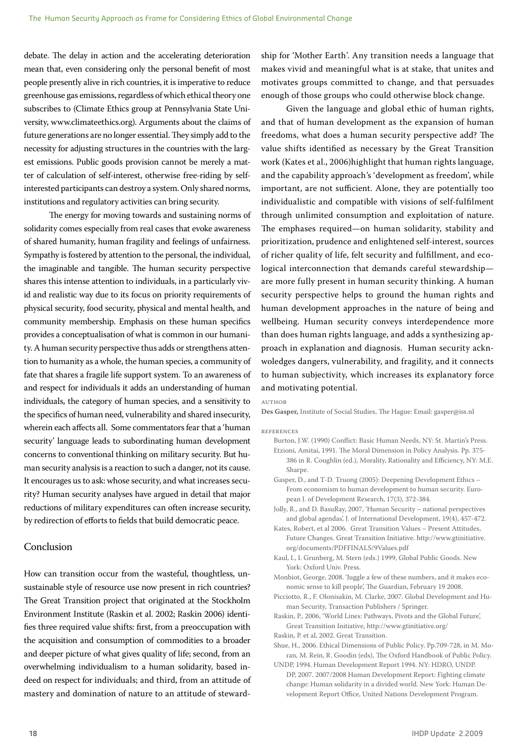debate. The delay in action and the accelerating deterioration mean that, even considering only the personal benefit of most people presently alive in rich countries, it is imperative to reduce greenhouse gas emissions, regardless of which ethical theory one subscribes to (Climate Ethics group at Pennsylvania State University, www.climateethics.org). Arguments about the claims of future generations are no longer essential. They simply add to the necessity for adjusting structures in the countries with the largest emissions. Public goods provision cannot be merely a matter of calculation of self-interest, otherwise free-riding by self-interested participants can destroy a system. Only shared norms, institutions and regulatory activities can bring security.

The energy for moving towards and sustaining norms of solidarity comes especially from real cases that evoke awareness of shared humanity, human fragility and feelings of unfairness. Sympathy is fostered by attention to the personal, the individual, the imaginable and tangible. The human security perspective shares this intense attention to individuals, in a particularly vivid and realistic way due to its focus on priority requirements of physical security, food security, physical and mental health, and community membership. Emphasis on these human specifics provides a conceptualisation of what is common in our humanity. A human security perspective thus adds or strengthens attention to humanity as a whole, the human species, a community of fate that shares a fragile life support system. To an awareness of and respect for individuals it adds an understanding of human individuals, the category of human species, and a sensitivity to the specifics of human need, vulnerability and shared insecurity, wherein each affects all. Some commentators fear that a 'human security' language leads to subordinating human development concerns to conventional thinking on military security. But human security analysis is a reaction to such a danger, not its cause. It encourages us to ask: whose security, and what increases security? Human security analyses have argued in detail that major reductions of military expenditures can often increase security, by redirection of efforts to fields that build democratic peace.

## Conclusion

How can transition occur from the wasteful, thoughtless, unsustainable style of resource use now present in rich countries? The Great Transition project that originated at the Stockholm Environment Institute (Raskin et al. 2002; Raskin 2006) identifies three required value shifts: first, from a preoccupation with the acquisition and consumption of commodities to a broader and deeper picture of what gives quality of life; second, from an overwhelming individualism to a human solidarity, based indeed on respect for individuals; and third, from an attitude of mastery and domination of nature to an attitude of stewardship for 'Mother Earth'. Any transition needs a language that makes vivid and meaningful what is at stake, that unites and motivates groups committed to change, and that persuades enough of those groups who could otherwise block change.

Given the language and global ethic of human rights, and that of human development as the expansion of human freedoms, what does a human security perspective add? The value shifts identified as necessary by the Great Transition work (Kates et al., 2006)highlight that human rights language, and the capability approach's 'development as freedom', while important, are not sufficient. Alone, they are potentially too individualistic and compatible with visions of self-fulfilment through unlimited consumption and exploitation of nature. The emphases required—on human solidarity, stability and prioritization, prudence and enlightened self-interest, sources of richer quality of life, felt security and fulfillment, and ecological interconnection that demands careful stewardship—are more fully present in human security thinking. A human security perspective helps to ground the human rights and human development approaches in the nature of being and wellbeing. Human security conveys interdependence more than does human rights language, and adds a synthesizing approach in explanation and diagnosis. Human security acknwoledges dangers, vulnerability, and fragility, and it connects to human subjectivity, which increases its explanatory force and motivating potential.

AUTHOR

**Des Gasper,** Institute of Social Studies, The Hague: Email: gasper@iss.nl

REFERENCES

Burton, J.W. (1990) Conflict: Basic Human Needs, NY: St. Martin's Press.

Etzioni, Amitai, 1991. The Moral Dimension in Policy Analysis. Pp. 375-386 in R. Coughlin (ed.), Morality, Rationality and Efficiency, NY: M.E. Sharpe.

Gasper, D., and T-D. Truong (2005): Deepening Development Ethics – From economism to human development to human security. European J. of Development Research, 17(3), 372-384.

Jolly, R., and D. BasuRay, 2007, 'Human Security – national perspectives and global agendas', J. of International Development, 19(4), 457-472.

Kates, Robert, et al 2006. Great Transition Values – Present Attitudes, Future Changes. Great Transition Initiative. http://www.gtinitiative.org/documents/PDFFINALS/9Values.pdf

Kaul, I., I. Grunberg, M. Stern (eds.) 1999, Global Public Goods. New York: Oxford Univ. Press.

Monbiot, George, 2008. 'Juggle a few of these numbers, and it makes economic sense to kill people', The Guardian, February 19 2008.

Picciotto, R., F. Olonisakin, M. Clarke, 2007. Global Development and Human Security, Transaction Publishers / Springer.

Raskin, P., 2006, 'World Lines: Pathways, Pivots and the Global Future', Great Transition Initiative, http://www.gtinitiative.org/

Raskin, P. et al, 2002. Great Transition.

Shue, H., 2006. Ethical Dimensions of Public Policy. Pp.709-728, in M. Moran, M. Rein, R. Goodin (eds), The Oxford Handbook of Public Policy.

UNDP, 1994. Human Development Report 1994. NY: HDRO, UNDP.

DP, 2007. 2007/2008 Human Development Report: Fighting climate change: Human solidarity in a divided world. New York: Human Development Report Office, United Nations Development Program.